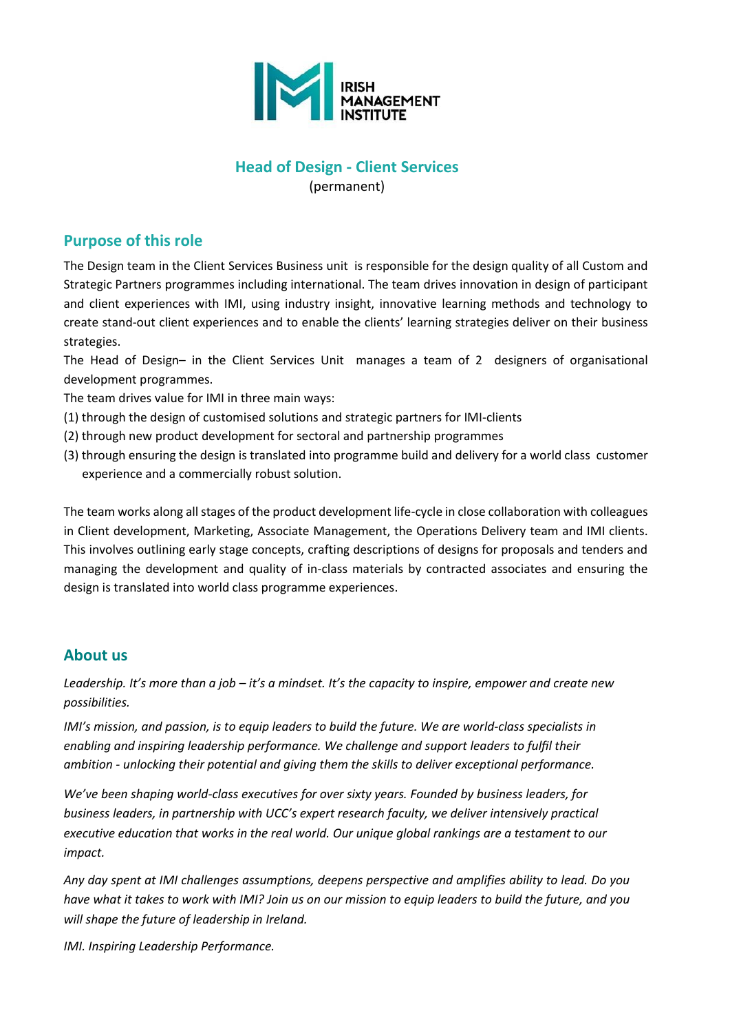IRISH MANAGEMENT INSTITUTE

# Head of Design - Client Services

(permanent)

## Purpose of this role

The Design team in the Client Services Business unit is responsible for the design quality of all Custom and Strategic Partners programmes including international. The team drives innovation in design of participant and client experiences with IMI, using industry insight, innovative learning methods and technology to create stand-out client experiences and to enable the clients' learning strategies deliver on their business strategies.

The Head of Design– in the Client Services Unit manages a team of 2 designers of organisational development programmes.

The team drives value for IMI in three main ways:

(1) through the design of customised solutions and strategic partners for IMI-clients
(2) through new product development for sectoral and partnership programmes
(3) through ensuring the design is translated into programme build and delivery for a world class customer experience and a commercially robust solution.

The team works along all stages of the product development life-cycle in close collaboration with colleagues in Client development, Marketing, Associate Management, the Operations Delivery team and IMI clients. This involves outlining early stage concepts, crafting descriptions of designs for proposals and tenders and managing the development and quality of in-class materials by contracted associates and ensuring the design is translated into world class programme experiences.

## About us

*Leadership. It's more than a job – it's a mindset. It's the capacity to inspire, empower and create new possibilities.*

*IMI's mission, and passion, is to equip leaders to build the future. We are world-class specialists in enabling and inspiring leadership performance. We challenge and support leaders to fulfil their ambition - unlocking their potential and giving them the skills to deliver exceptional performance.*

*We've been shaping world-class executives for over sixty years. Founded by business leaders, for business leaders, in partnership with UCC's expert research faculty, we deliver intensively practical executive education that works in the real world. Our unique global rankings are a testament to our impact.*

*Any day spent at IMI challenges assumptions, deepens perspective and amplifies ability to lead. Do you have what it takes to work with IMI? Join us on our mission to equip leaders to build the future, and you will shape the future of leadership in Ireland.*

*IMI. Inspiring Leadership Performance.*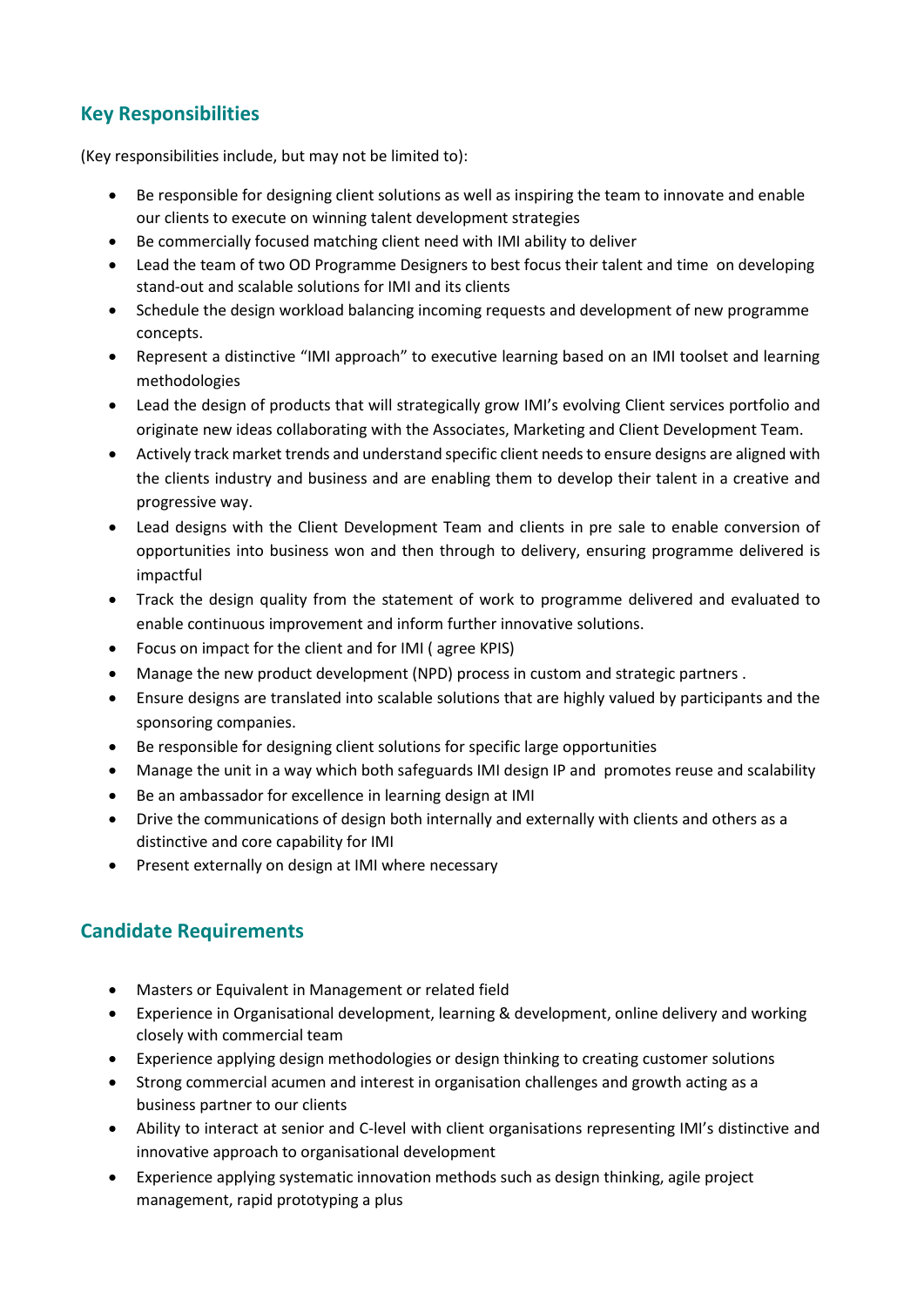## Key Responsibilities

(Key responsibilities include, but may not be limited to):

- Be responsible for designing client solutions as well as inspiring the team to innovate and enable our clients to execute on winning talent development strategies
- Be commercially focused matching client need with IMI ability to deliver
- Lead the team of two OD Programme Designers to best focus their talent and time on developing stand-out and scalable solutions for IMI and its clients
- Schedule the design workload balancing incoming requests and development of new programme concepts.
- Represent a distinctive "IMI approach" to executive learning based on an IMI toolset and learning methodologies
- Lead the design of products that will strategically grow IMI's evolving Client services portfolio and originate new ideas collaborating with the Associates, Marketing and Client Development Team.
- Actively track market trends and understand specific client needs to ensure designs are aligned with the clients industry and business and are enabling them to develop their talent in a creative and progressive way.
- Lead designs with the Client Development Team and clients in pre sale to enable conversion of opportunities into business won and then through to delivery, ensuring programme delivered is impactful
- Track the design quality from the statement of work to programme delivered and evaluated to enable continuous improvement and inform further innovative solutions.
- Focus on impact for the client and for IMI ( agree KPIS)
- Manage the new product development (NPD) process in custom and strategic partners .
- Ensure designs are translated into scalable solutions that are highly valued by participants and the sponsoring companies.
- Be responsible for designing client solutions for specific large opportunities
- Manage the unit in a way which both safeguards IMI design IP and promotes reuse and scalability
- Be an ambassador for excellence in learning design at IMI
- Drive the communications of design both internally and externally with clients and others as a distinctive and core capability for IMI
- Present externally on design at IMI where necessary

## Candidate Requirements

- Masters or Equivalent in Management or related field
- Experience in Organisational development, learning & development, online delivery and working closely with commercial team
- Experience applying design methodologies or design thinking to creating customer solutions
- Strong commercial acumen and interest in organisation challenges and growth acting as a business partner to our clients
- Ability to interact at senior and C-level with client organisations representing IMI's distinctive and innovative approach to organisational development
- Experience applying systematic innovation methods such as design thinking, agile project management, rapid prototyping a plus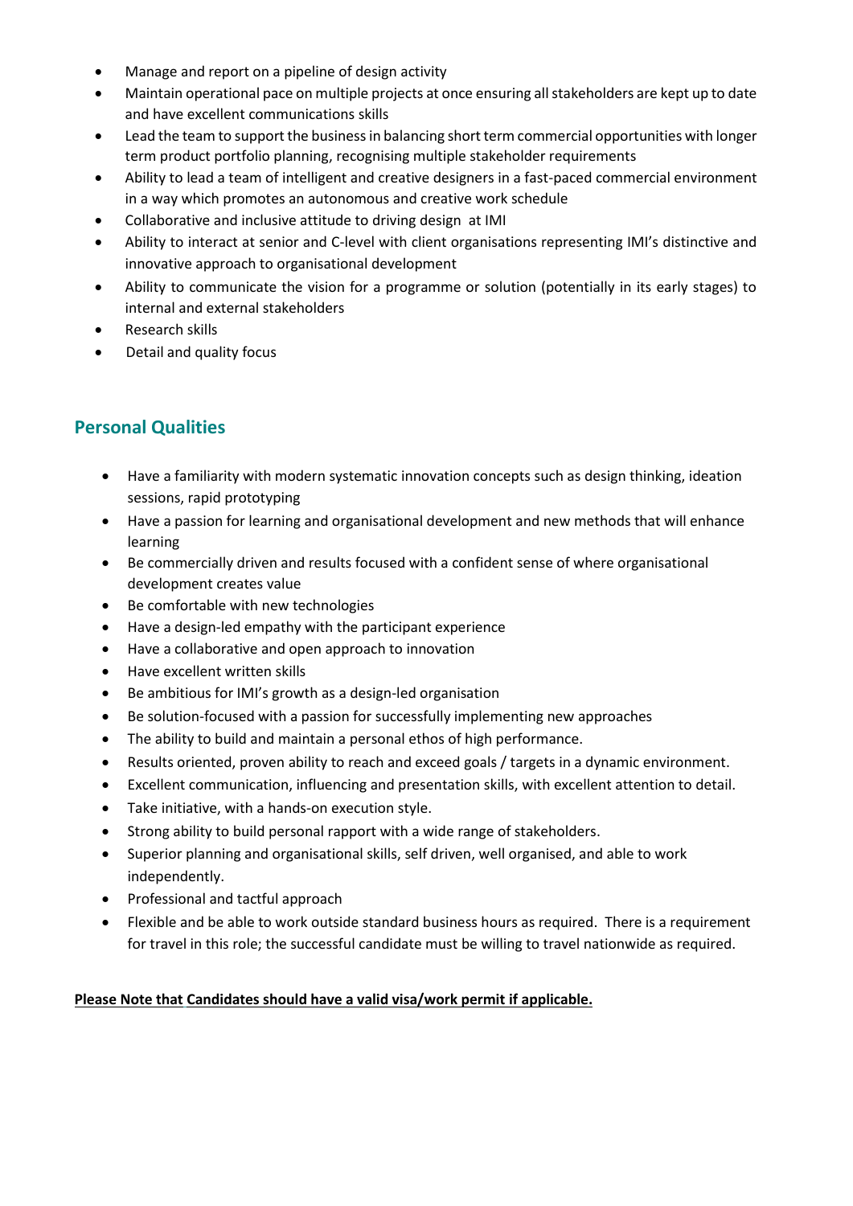- Manage and report on a pipeline of design activity
- Maintain operational pace on multiple projects at once ensuring all stakeholders are kept up to date and have excellent communications skills
- Lead the team to support the business in balancing short term commercial opportunities with longer term product portfolio planning, recognising multiple stakeholder requirements
- Ability to lead a team of intelligent and creative designers in a fast-paced commercial environment in a way which promotes an autonomous and creative work schedule
- Collaborative and inclusive attitude to driving design at IMI
- Ability to interact at senior and C-level with client organisations representing IMI's distinctive and innovative approach to organisational development
- Ability to communicate the vision for a programme or solution (potentially in its early stages) to internal and external stakeholders
- Research skills
- Detail and quality focus

## Personal Qualities

- Have a familiarity with modern systematic innovation concepts such as design thinking, ideation sessions, rapid prototyping
- Have a passion for learning and organisational development and new methods that will enhance learning
- Be commercially driven and results focused with a confident sense of where organisational development creates value
- Be comfortable with new technologies
- Have a design-led empathy with the participant experience
- Have a collaborative and open approach to innovation
- Have excellent written skills
- Be ambitious for IMI's growth as a design-led organisation
- Be solution-focused with a passion for successfully implementing new approaches
- The ability to build and maintain a personal ethos of high performance.
- Results oriented, proven ability to reach and exceed goals / targets in a dynamic environment.
- Excellent communication, influencing and presentation skills, with excellent attention to detail.
- Take initiative, with a hands-on execution style.
- Strong ability to build personal rapport with a wide range of stakeholders.
- Superior planning and organisational skills, self driven, well organised, and able to work independently.
- Professional and tactful approach
- Flexible and be able to work outside standard business hours as required. There is a requirement for travel in this role; the successful candidate must be willing to travel nationwide as required.

**<u>Please Note that Candidates should have a valid visa/work permit if applicable.</u>**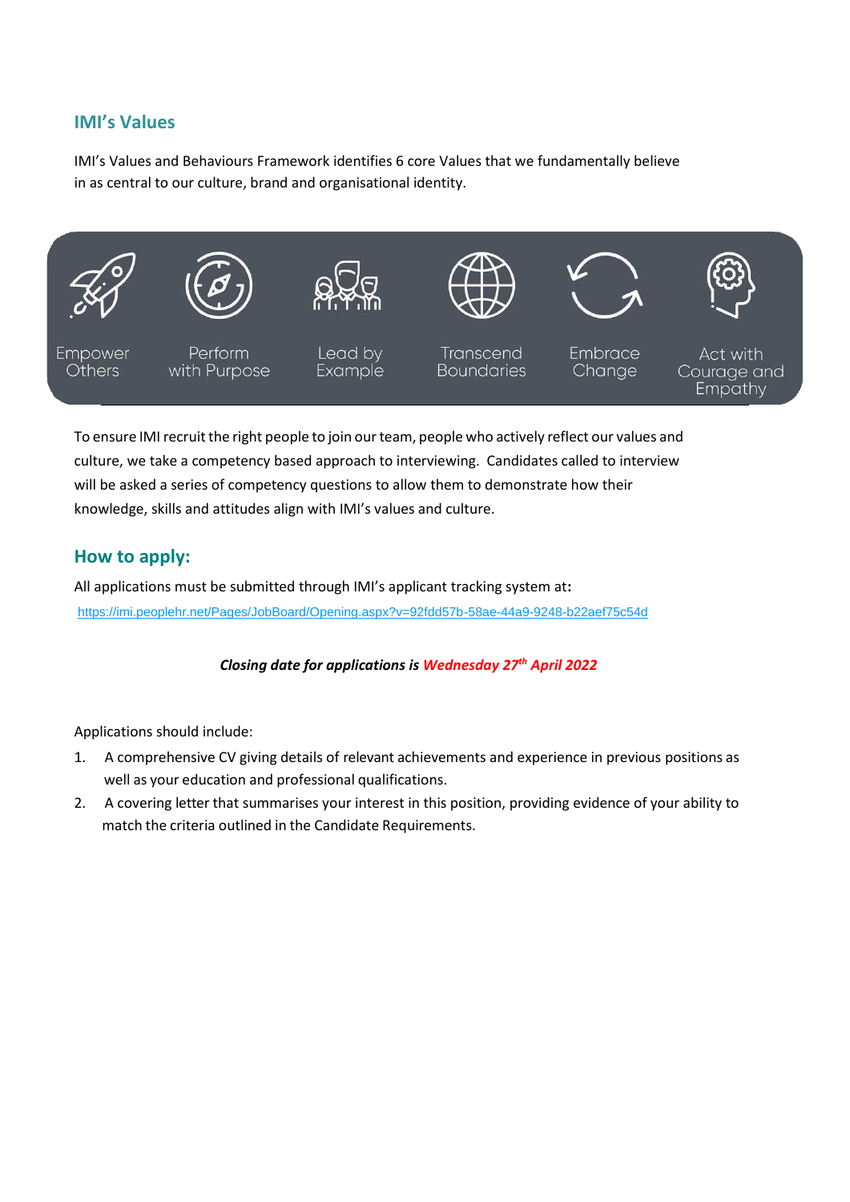## IMI's Values

IMI's Values and Behaviours Framework identifies 6 core Values that we fundamentally believe in as central to our culture, brand and organisational identity.

Empower Others

Perform with Purpose

Lead by Example

Transcend Boundaries

Embrace Change

Act with Courage and Empathy

To ensure IMI recruit the right people to join our team, people who actively reflect our values and culture, we take a competency based approach to interviewing. Candidates called to interview will be asked a series of competency questions to allow them to demonstrate how their knowledge, skills and attitudes align with IMI's values and culture.

## How to apply:

All applications must be submitted through IMI's applicant tracking system at**:**

https://imi.peoplehr.net/Pages/JobBoard/Opening.aspx?v=92fdd57b-58ae-44a9-9248-b22aef75c54d

***Closing date for applications is Wednesday 27th April 2022***

Applications should include:

1. A comprehensive CV giving details of relevant achievements and experience in previous positions as well as your education and professional qualifications.
2. A covering letter that summarises your interest in this position, providing evidence of your ability to match the criteria outlined in the Candidate Requirements.